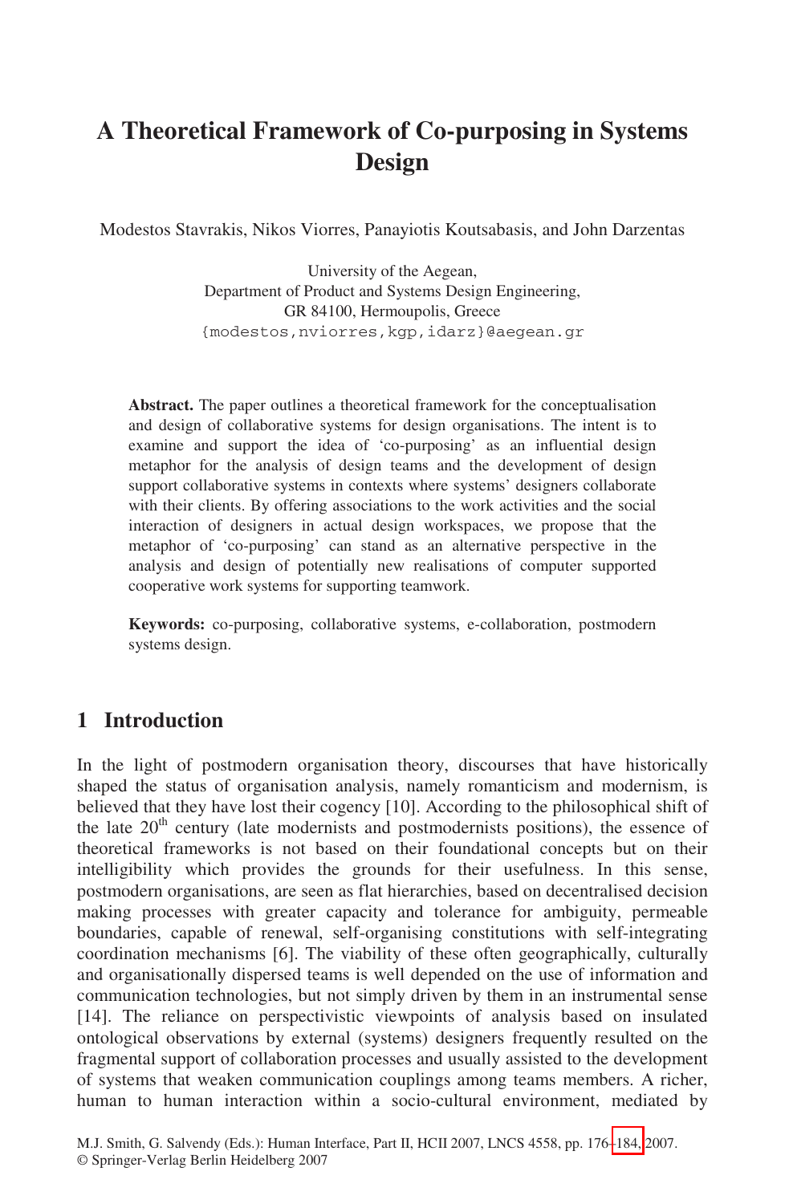# A Theoretical Framework of Co-purposing in Systems Design

Modestos Stavrakis, Nikos Viorres, Panayiotis Koutsabasis, and John Darzentas

University of the Aegean,
Department of Product and Systems Design Engineering,
GR 84100, Hermoupolis, Greece
{modestos,nviorres,kgp,idarz}@aegean.gr

**Abstract.** The paper outlines a theoretical framework for the conceptualisation and design of collaborative systems for design organisations. The intent is to examine and support the idea of 'co-purposing' as an influential design metaphor for the analysis of design teams and the development of design support collaborative systems in contexts where systems' designers collaborate with their clients. By offering associations to the work activities and the social interaction of designers in actual design workspaces, we propose that the metaphor of 'co-purposing' can stand as an alternative perspective in the analysis and design of potentially new realisations of computer supported cooperative work systems for supporting teamwork.

**Keywords:** co-purposing, collaborative systems, e-collaboration, postmodern systems design.

## 1 Introduction

In the light of postmodern organisation theory, discourses that have historically shaped the status of organisation analysis, namely romanticism and modernism, is believed that they have lost their cogency [10]. According to the philosophical shift of the late 20th century (late modernists and postmodernists positions), the essence of theoretical frameworks is not based on their foundational concepts but on their intelligibility which provides the grounds for their usefulness. In this sense, postmodern organisations, are seen as flat hierarchies, based on decentralised decision making processes with greater capacity and tolerance for ambiguity, permeable boundaries, capable of renewal, self-organising constitutions with self-integrating coordination mechanisms [6]. The viability of these often geographically, culturally and organisationally dispersed teams is well depended on the use of information and communication technologies, but not simply driven by them in an instrumental sense [14]. The reliance on perspectivistic viewpoints of analysis based on insulated ontological observations by external (systems) designers frequently resulted on the fragmental support of collaboration processes and usually assisted to the development of systems that weaken communication couplings among teams members. A richer, human to human interaction within a socio-cultural environment, mediated by

M.J. Smith, G. Salvendy (Eds.): Human Interface, Part II, HCII 2007, LNCS 4558, pp. 176–184, 2007.
© Springer-Verlag Berlin Heidelberg 2007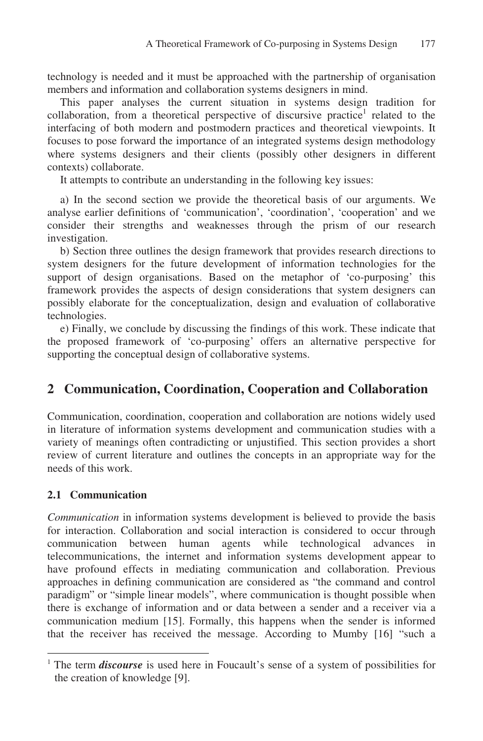technology is needed and it must be approached with the partnership of organisation members and information and collaboration systems designers in mind.

This paper analyses the current situation in systems design tradition for collaboration, from a theoretical perspective of discursive practice[1] related to the interfacing of both modern and postmodern practices and theoretical viewpoints. It focuses to pose forward the importance of an integrated systems design methodology where systems designers and their clients (possibly other designers in different contexts) collaborate.

It attempts to contribute an understanding in the following key issues:

a) In the second section we provide the theoretical basis of our arguments. We analyse earlier definitions of 'communication', 'coordination', 'cooperation' and we consider their strengths and weaknesses through the prism of our research investigation.

b) Section three outlines the design framework that provides research directions to system designers for the future development of information technologies for the support of design organisations. Based on the metaphor of 'co-purposing' this framework provides the aspects of design considerations that system designers can possibly elaborate for the conceptualization, design and evaluation of collaborative technologies.

e) Finally, we conclude by discussing the findings of this work. These indicate that the proposed framework of 'co-purposing' offers an alternative perspective for supporting the conceptual design of collaborative systems.

## 2 Communication, Coordination, Cooperation and Collaboration

Communication, coordination, cooperation and collaboration are notions widely used in literature of information systems development and communication studies with a variety of meanings often contradicting or unjustified. This section provides a short review of current literature and outlines the concepts in an appropriate way for the needs of this work.

### 2.1 Communication

*Communication* in information systems development is believed to provide the basis for interaction. Collaboration and social interaction is considered to occur through communication between human agents while technological advances in telecommunications, the internet and information systems development appear to have profound effects in mediating communication and collaboration. Previous approaches in defining communication are considered as "the command and control paradigm" or "simple linear models", where communication is thought possible when there is exchange of information and or data between a sender and a receiver via a communication medium [15]. Formally, this happens when the sender is informed that the receiver has received the message. According to Mumby [16] "such a

[1] The term ***discourse*** is used here in Foucault's sense of a system of possibilities for the creation of knowledge [9].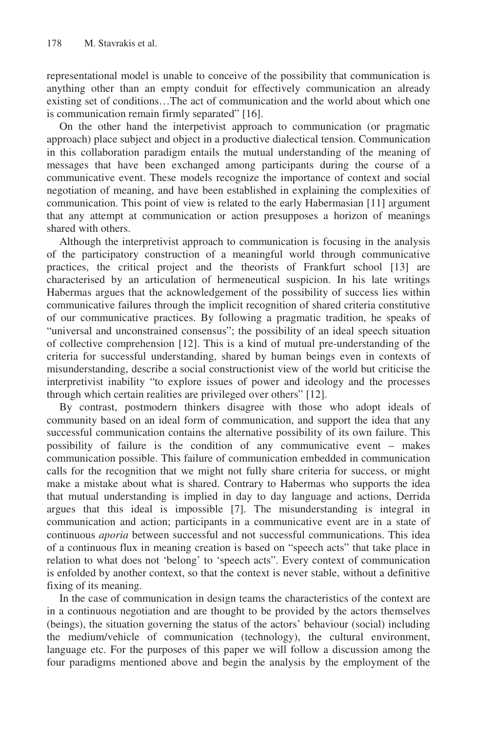representational model is unable to conceive of the possibility that communication is anything other than an empty conduit for effectively communication an already existing set of conditions…The act of communication and the world about which one is communication remain firmly separated" [16].

On the other hand the interpetivist approach to communication (or pragmatic approach) place subject and object in a productive dialectical tension. Communication in this collaboration paradigm entails the mutual understanding of the meaning of messages that have been exchanged among participants during the course of a communicative event. These models recognize the importance of context and social negotiation of meaning, and have been established in explaining the complexities of communication. This point of view is related to the early Habermasian [11] argument that any attempt at communication or action presupposes a horizon of meanings shared with others.

Although the interpretivist approach to communication is focusing in the analysis of the participatory construction of a meaningful world through communicative practices, the critical project and the theorists of Frankfurt school [13] are characterised by an articulation of hermeneutical suspicion. In his late writings Habermas argues that the acknowledgement of the possibility of success lies within communicative failures through the implicit recognition of shared criteria constitutive of our communicative practices. By following a pragmatic tradition, he speaks of "universal and unconstrained consensus"; the possibility of an ideal speech situation of collective comprehension [12]. This is a kind of mutual pre-understanding of the criteria for successful understanding, shared by human beings even in contexts of misunderstanding, describe a social constructionist view of the world but criticise the interpretivist inability "to explore issues of power and ideology and the processes through which certain realities are privileged over others" [12].

By contrast, postmodern thinkers disagree with those who adopt ideals of community based on an ideal form of communication, and support the idea that any successful communication contains the alternative possibility of its own failure. This possibility of failure is the condition of any communicative event – makes communication possible. This failure of communication embedded in communication calls for the recognition that we might not fully share criteria for success, or might make a mistake about what is shared. Contrary to Habermas who supports the idea that mutual understanding is implied in day to day language and actions, Derrida argues that this ideal is impossible [7]. The misunderstanding is integral in communication and action; participants in a communicative event are in a state of continuous *aporia* between successful and not successful communications. This idea of a continuous flux in meaning creation is based on "speech acts" that take place in relation to what does not 'belong' to 'speech acts". Every context of communication is enfolded by another context, so that the context is never stable, without a definitive fixing of its meaning.

In the case of communication in design teams the characteristics of the context are in a continuous negotiation and are thought to be provided by the actors themselves (beings), the situation governing the status of the actors' behaviour (social) including the medium/vehicle of communication (technology), the cultural environment, language etc. For the purposes of this paper we will follow a discussion among the four paradigms mentioned above and begin the analysis by the employment of the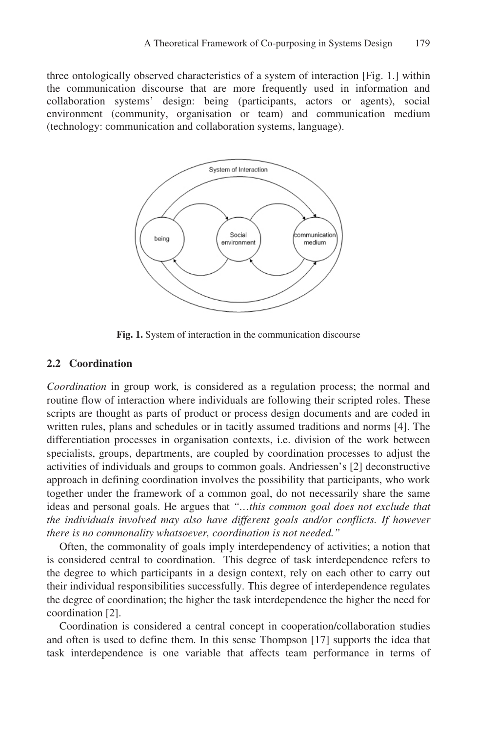three ontologically observed characteristics of a system of interaction [Fig. 1.] within the communication discourse that are more frequently used in information and collaboration systems' design: being (participants, actors or agents), social environment (community, organisation or team) and communication medium (technology: communication and collaboration systems, language).

**Fig. 1.** System of interaction in the communication discourse

### 2.2 Coordination

*Coordination* in group work, is considered as a regulation process; the normal and routine flow of interaction where individuals are following their scripted roles. These scripts are thought as parts of product or process design documents and are coded in written rules, plans and schedules or in tacitly assumed traditions and norms [4]. The differentiation processes in organisation contexts, i.e. division of the work between specialists, groups, departments, are coupled by coordination processes to adjust the activities of individuals and groups to common goals. Andriessen's [2] deconstructive approach in defining coordination involves the possibility that participants, who work together under the framework of a common goal, do not necessarily share the same ideas and personal goals. He argues that *"…this common goal does not exclude that the individuals involved may also have different goals and/or conflicts. If however there is no commonality whatsoever, coordination is not needed."*

Often, the commonality of goals imply interdependency of activities; a notion that is considered central to coordination. This degree of task interdependence refers to the degree to which participants in a design context, rely on each other to carry out their individual responsibilities successfully. This degree of interdependence regulates the degree of coordination; the higher the task interdependence the higher the need for coordination [2].

Coordination is considered a central concept in cooperation/collaboration studies and often is used to define them. In this sense Thompson [17] supports the idea that task interdependence is one variable that affects team performance in terms of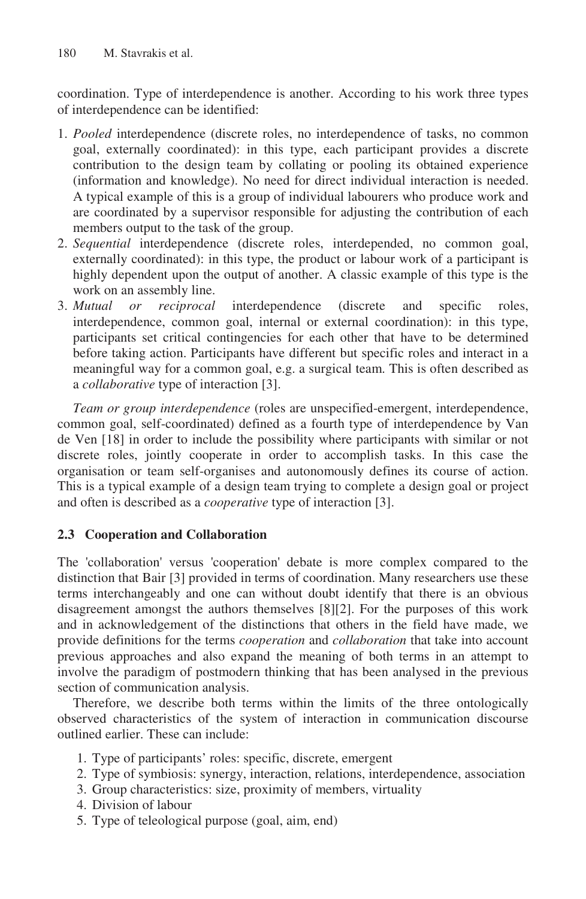coordination. Type of interdependence is another. According to his work three types of interdependence can be identified:

1. *Pooled* interdependence (discrete roles, no interdependence of tasks, no common goal, externally coordinated): in this type, each participant provides a discrete contribution to the design team by collating or pooling its obtained experience (information and knowledge). No need for direct individual interaction is needed. A typical example of this is a group of individual labourers who produce work and are coordinated by a supervisor responsible for adjusting the contribution of each members output to the task of the group.
2. *Sequential* interdependence (discrete roles, interdepended, no common goal, externally coordinated): in this type, the product or labour work of a participant is highly dependent upon the output of another. A classic example of this type is the work on an assembly line.
3. *Mutual or reciprocal* interdependence (discrete and specific roles, interdependence, common goal, internal or external coordination): in this type, participants set critical contingencies for each other that have to be determined before taking action. Participants have different but specific roles and interact in a meaningful way for a common goal, e.g. a surgical team. This is often described as a *collaborative* type of interaction [3].

*Team or group interdependence* (roles are unspecified-emergent, interdependence, common goal, self-coordinated) defined as a fourth type of interdependence by Van de Ven [18] in order to include the possibility where participants with similar or not discrete roles, jointly cooperate in order to accomplish tasks. In this case the organisation or team self-organises and autonomously defines its course of action. This is a typical example of a design team trying to complete a design goal or project and often is described as a *cooperative* type of interaction [3].

### 2.3 Cooperation and Collaboration

The 'collaboration' versus 'cooperation' debate is more complex compared to the distinction that Bair [3] provided in terms of coordination. Many researchers use these terms interchangeably and one can without doubt identify that there is an obvious disagreement amongst the authors themselves [8][2]. For the purposes of this work and in acknowledgement of the distinctions that others in the field have made, we provide definitions for the terms *cooperation* and *collaboration* that take into account previous approaches and also expand the meaning of both terms in an attempt to involve the paradigm of postmodern thinking that has been analysed in the previous section of communication analysis.

Therefore, we describe both terms within the limits of the three ontologically observed characteristics of the system of interaction in communication discourse outlined earlier. These can include:

1. Type of participants' roles: specific, discrete, emergent
2. Type of symbiosis: synergy, interaction, relations, interdependence, association
3. Group characteristics: size, proximity of members, virtuality
4. Division of labour
5. Type of teleological purpose (goal, aim, end)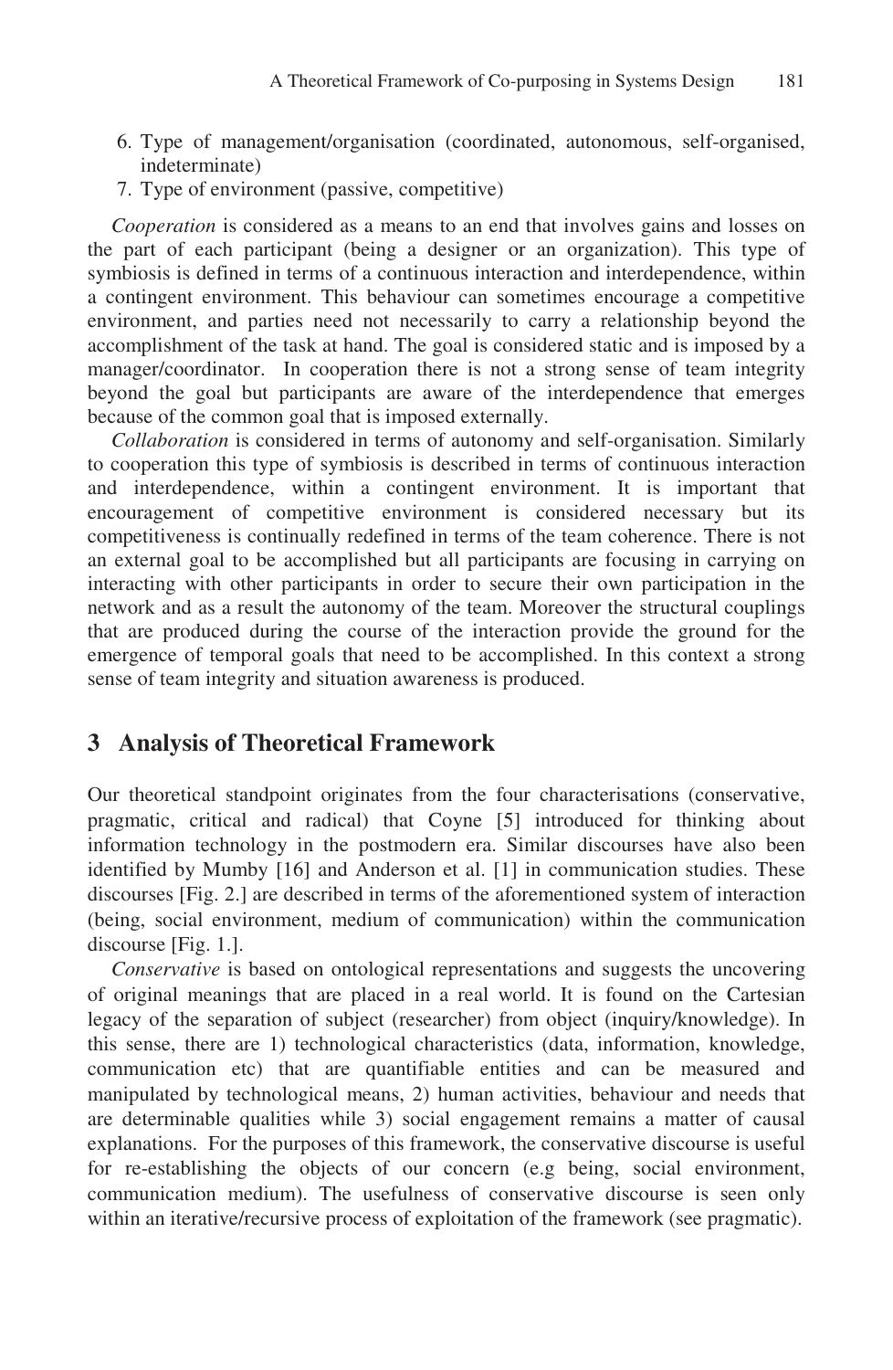6. Type of management/organisation (coordinated, autonomous, self-organised, indeterminate)
7. Type of environment (passive, competitive)

*Cooperation* is considered as a means to an end that involves gains and losses on the part of each participant (being a designer or an organization). This type of symbiosis is defined in terms of a continuous interaction and interdependence, within a contingent environment. This behaviour can sometimes encourage a competitive environment, and parties need not necessarily to carry a relationship beyond the accomplishment of the task at hand. The goal is considered static and is imposed by a manager/coordinator. In cooperation there is not a strong sense of team integrity beyond the goal but participants are aware of the interdependence that emerges because of the common goal that is imposed externally.

*Collaboration* is considered in terms of autonomy and self-organisation. Similarly to cooperation this type of symbiosis is described in terms of continuous interaction and interdependence, within a contingent environment. It is important that encouragement of competitive environment is considered necessary but its competitiveness is continually redefined in terms of the team coherence. There is not an external goal to be accomplished but all participants are focusing in carrying on interacting with other participants in order to secure their own participation in the network and as a result the autonomy of the team. Moreover the structural couplings that are produced during the course of the interaction provide the ground for the emergence of temporal goals that need to be accomplished. In this context a strong sense of team integrity and situation awareness is produced.

## 3 Analysis of Theoretical Framework

Our theoretical standpoint originates from the four characterisations (conservative, pragmatic, critical and radical) that Coyne [5] introduced for thinking about information technology in the postmodern era. Similar discourses have also been identified by Mumby [16] and Anderson et al. [1] in communication studies. These discourses [Fig. 2.] are described in terms of the aforementioned system of interaction (being, social environment, medium of communication) within the communication discourse [Fig. 1.].

*Conservative* is based on ontological representations and suggests the uncovering of original meanings that are placed in a real world. It is found on the Cartesian legacy of the separation of subject (researcher) from object (inquiry/knowledge). In this sense, there are 1) technological characteristics (data, information, knowledge, communication etc) that are quantifiable entities and can be measured and manipulated by technological means, 2) human activities, behaviour and needs that are determinable qualities while 3) social engagement remains a matter of causal explanations. For the purposes of this framework, the conservative discourse is useful for re-establishing the objects of our concern (e.g being, social environment, communication medium). The usefulness of conservative discourse is seen only within an iterative/recursive process of exploitation of the framework (see pragmatic).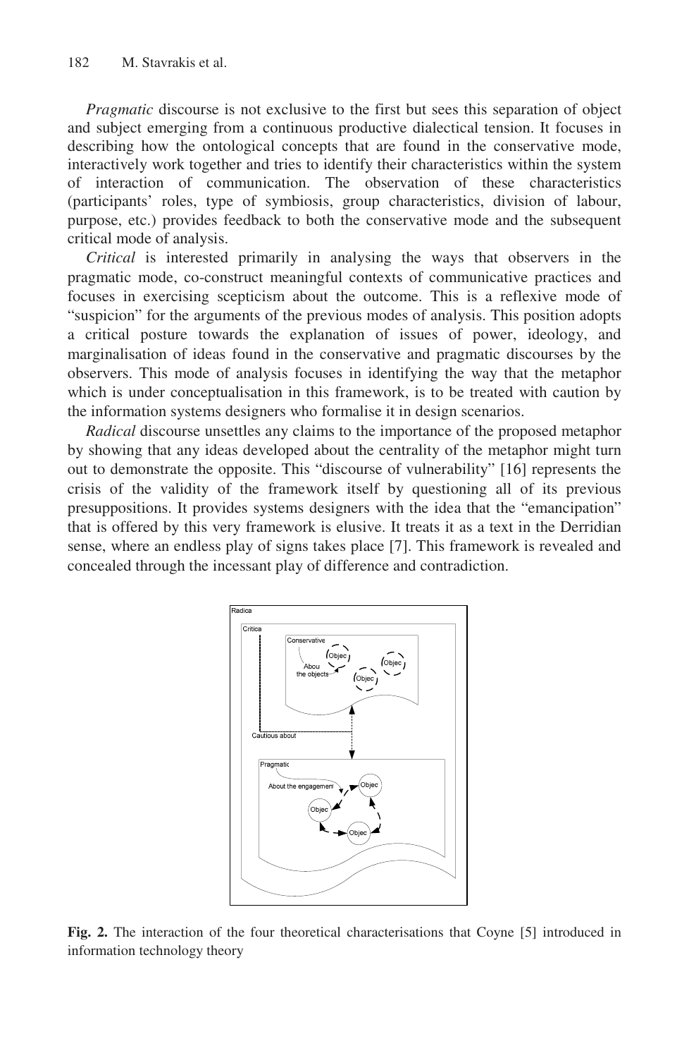*Pragmatic* discourse is not exclusive to the first but sees this separation of object and subject emerging from a continuous productive dialectical tension. It focuses in describing how the ontological concepts that are found in the conservative mode, interactively work together and tries to identify their characteristics within the system of interaction of communication. The observation of these characteristics (participants' roles, type of symbiosis, group characteristics, division of labour, purpose, etc.) provides feedback to both the conservative mode and the subsequent critical mode of analysis.

*Critical* is interested primarily in analysing the ways that observers in the pragmatic mode, co-construct meaningful contexts of communicative practices and focuses in exercising scepticism about the outcome. This is a reflexive mode of "suspicion" for the arguments of the previous modes of analysis. This position adopts a critical posture towards the explanation of issues of power, ideology, and marginalisation of ideas found in the conservative and pragmatic discourses by the observers. This mode of analysis focuses in identifying the way that the metaphor which is under conceptualisation in this framework, is to be treated with caution by the information systems designers who formalise it in design scenarios.

*Radical* discourse unsettles any claims to the importance of the proposed metaphor by showing that any ideas developed about the centrality of the metaphor might turn out to demonstrate the opposite. This "discourse of vulnerability" [16] represents the crisis of the validity of the framework itself by questioning all of its previous presuppositions. It provides systems designers with the idea that the "emancipation" that is offered by this very framework is elusive. It treats it as a text in the Derridian sense, where an endless play of signs takes place [7]. This framework is revealed and concealed through the incessant play of difference and contradiction.

**Fig. 2.** The interaction of the four theoretical characterisations that Coyne [5] introduced in information technology theory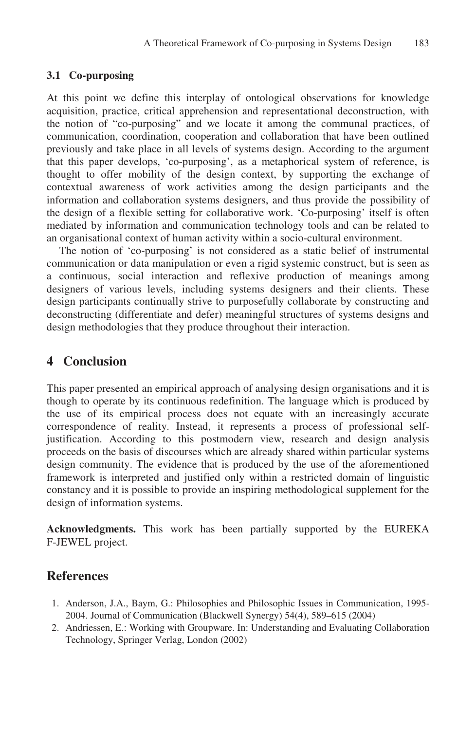### 3.1 Co-purposing

At this point we define this interplay of ontological observations for knowledge acquisition, practice, critical apprehension and representational deconstruction, with the notion of "co-purposing" and we locate it among the communal practices, of communication, coordination, cooperation and collaboration that have been outlined previously and take place in all levels of systems design. According to the argument that this paper develops, 'co-purposing', as a metaphorical system of reference, is thought to offer mobility of the design context, by supporting the exchange of contextual awareness of work activities among the design participants and the information and collaboration systems designers, and thus provide the possibility of the design of a flexible setting for collaborative work. 'Co-purposing' itself is often mediated by information and communication technology tools and can be related to an organisational context of human activity within a socio-cultural environment.

The notion of 'co-purposing' is not considered as a static belief of instrumental communication or data manipulation or even a rigid systemic construct, but is seen as a continuous, social interaction and reflexive production of meanings among designers of various levels, including systems designers and their clients. These design participants continually strive to purposefully collaborate by constructing and deconstructing (differentiate and defer) meaningful structures of systems designs and design methodologies that they produce throughout their interaction.

## 4 Conclusion

This paper presented an empirical approach of analysing design organisations and it is though to operate by its continuous redefinition. The language which is produced by the use of its empirical process does not equate with an increasingly accurate correspondence of reality. Instead, it represents a process of professional self-justification. According to this postmodern view, research and design analysis proceeds on the basis of discourses which are already shared within particular systems design community. The evidence that is produced by the use of the aforementioned framework is interpreted and justified only within a restricted domain of linguistic constancy and it is possible to provide an inspiring methodological supplement for the design of information systems.

**Acknowledgments.** This work has been partially supported by the EUREKA F-JEWEL project.

## References

1. Anderson, J.A., Baym, G.: Philosophies and Philosophic Issues in Communication, 1995-2004. Journal of Communication (Blackwell Synergy) 54(4), 589–615 (2004)
2. Andriessen, E.: Working with Groupware. In: Understanding and Evaluating Collaboration Technology, Springer Verlag, London (2002)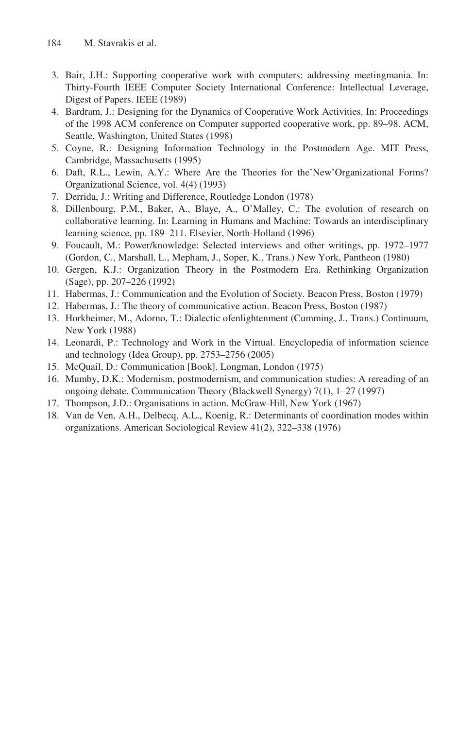3. Bair, J.H.: Supporting cooperative work with computers: addressing meetingmania. In: Thirty-Fourth IEEE Computer Society International Conference: Intellectual Leverage, Digest of Papers. IEEE (1989)
4. Bardram, J.: Designing for the Dynamics of Cooperative Work Activities. In: Proceedings of the 1998 ACM conference on Computer supported cooperative work, pp. 89–98. ACM, Seattle, Washington, United States (1998)
5. Coyne, R.: Designing Information Technology in the Postmodern Age. MIT Press, Cambridge, Massachusetts (1995)
6. Daft, R.L., Lewin, A.Y.: Where Are the Theories for the'New'Organizational Forms? Organizational Science, vol. 4(4) (1993)
7. Derrida, J.: Writing and Difference, Routledge London (1978)
8. Dillenbourg, P.M., Baker, A., Blaye, A., O'Malley, C.: The evolution of research on collaborative learning. In: Learning in Humans and Machine: Towards an interdisciplinary learning science, pp. 189–211. Elsevier, North-Holland (1996)
9. Foucault, M.: Power/knowledge: Selected interviews and other writings, pp. 1972–1977 (Gordon, C., Marshall, L., Mepham, J., Soper, K., Trans.) New York, Pantheon (1980)
10. Gergen, K.J.: Organization Theory in the Postmodern Era. Rethinking Organization (Sage), pp. 207–226 (1992)
11. Habermas, J.: Communication and the Evolution of Society. Beacon Press, Boston (1979)
12. Habermas, J.: The theory of communicative action. Beacon Press, Boston (1987)
13. Horkheimer, M., Adorno, T.: Dialectic ofenlightenment (Cumming, J., Trans.) Continuum, New York (1988)
14. Leonardi, P.: Technology and Work in the Virtual. Encyclopedia of information science and technology (Idea Group), pp. 2753–2756 (2005)
15. McQuail, D.: Communication [Book]. Longman, London (1975)
16. Mumby, D.K.: Modernism, postmodernism, and communication studies: A rereading of an ongoing debate. Communication Theory (Blackwell Synergy) 7(1), 1–27 (1997)
17. Thompson, J.D.: Organisations in action. McGraw-Hill, New York (1967)
18. Van de Ven, A.H., Delbecq, A.L., Koenig, R.: Determinants of coordination modes within organizations. American Sociological Review 41(2), 322–338 (1976)